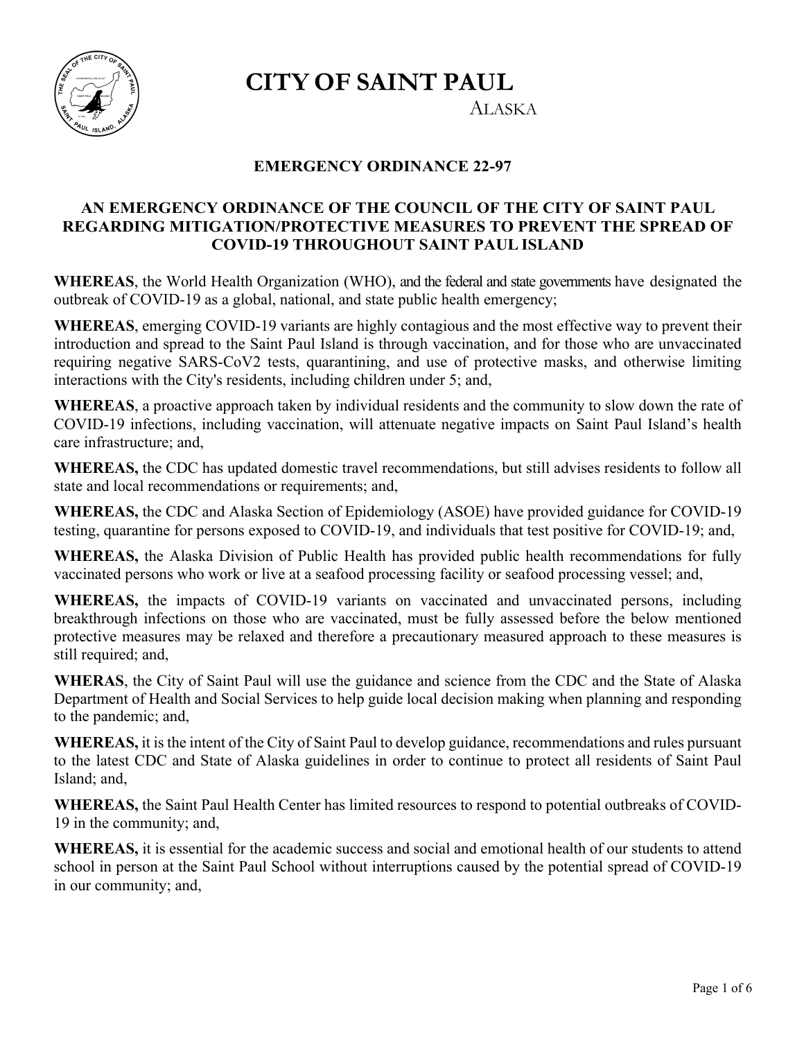# CITY OF SAINT PAUL

ALASKA

## EMERGENCY ORDINANCE 22-97

### AN EMERGENCY ORDINANCE OF THE COUNCIL OF THE CITY OF SAINT PAUL REGARDING MITIGATION/PROTECTIVE MEASURES TO PREVENT THE SPREAD OF COVID-19 THROUGHOUT SAINT PAUL ISLAND

**WHEREAS**, the World Health Organization (WHO), and the federal and state governments have designated the outbreak of COVID-19 as a global, national, and state public health emergency;

**WHEREAS**, emerging COVID-19 variants are highly contagious and the most effective way to prevent their introduction and spread to the Saint Paul Island is through vaccination, and for those who are unvaccinated requiring negative SARS-CoV2 tests, quarantining, and use of protective masks, and otherwise limiting interactions with the City's residents, including children under 5; and,

**WHEREAS**, a proactive approach taken by individual residents and the community to slow down the rate of COVID-19 infections, including vaccination, will attenuate negative impacts on Saint Paul Island's health care infrastructure; and,

**WHEREAS,** the CDC has updated domestic travel recommendations, but still advises residents to follow all state and local recommendations or requirements; and,

**WHEREAS,** the CDC and Alaska Section of Epidemiology (ASOE) have provided guidance for COVID-19 testing, quarantine for persons exposed to COVID-19, and individuals that test positive for COVID-19; and,

**WHEREAS,** the Alaska Division of Public Health has provided public health recommendations for fully vaccinated persons who work or live at a seafood processing facility or seafood processing vessel; and,

**WHEREAS,** the impacts of COVID-19 variants on vaccinated and unvaccinated persons, including breakthrough infections on those who are vaccinated, must be fully assessed before the below mentioned protective measures may be relaxed and therefore a precautionary measured approach to these measures is still required; and,

**WHERAS**, the City of Saint Paul will use the guidance and science from the CDC and the State of Alaska Department of Health and Social Services to help guide local decision making when planning and responding to the pandemic; and,

**WHEREAS,** it is the intent of the City of Saint Paul to develop guidance, recommendations and rules pursuant to the latest CDC and State of Alaska guidelines in order to continue to protect all residents of Saint Paul Island; and,

**WHEREAS,** the Saint Paul Health Center has limited resources to respond to potential outbreaks of COVID-19 in the community; and,

**WHEREAS,** it is essential for the academic success and social and emotional health of our students to attend school in person at the Saint Paul School without interruptions caused by the potential spread of COVID-19 in our community; and,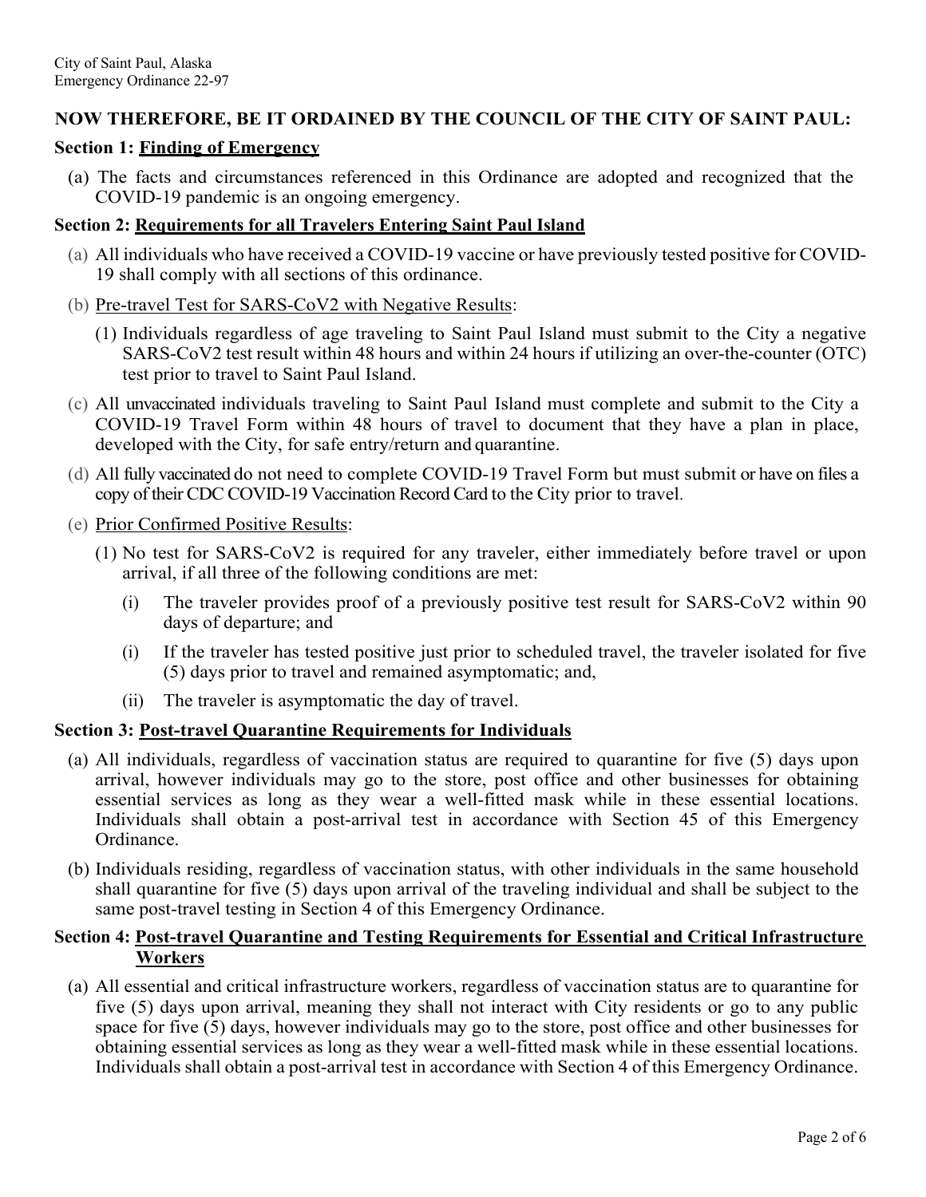City of Saint Paul, Alaska
Emergency Ordinance 22-97

**NOW THEREFORE, BE IT ORDAINED BY THE COUNCIL OF THE CITY OF SAINT PAUL:**

**Section 1: <u>Finding of Emergency</u>**

(a) The facts and circumstances referenced in this Ordinance are adopted and recognized that the COVID-19 pandemic is an ongoing emergency.

**Section 2: <u>Requirements for all Travelers Entering Saint Paul Island</u>**

(a) All individuals who have received a COVID-19 vaccine or have previously tested positive for COVID-19 shall comply with all sections of this ordinance.

(b) <u>Pre-travel Test for SARS-CoV2 with Negative Results</u>:

(1) Individuals regardless of age traveling to Saint Paul Island must submit to the City a negative SARS-CoV2 test result within 48 hours and within 24 hours if utilizing an over-the-counter (OTC) test prior to travel to Saint Paul Island.

(c) All unvaccinated individuals traveling to Saint Paul Island must complete and submit to the City a COVID-19 Travel Form within 48 hours of travel to document that they have a plan in place, developed with the City, for safe entry/return and quarantine.

(d) All fully vaccinated do not need to complete COVID-19 Travel Form but must submit or have on files a copy of their CDC COVID-19 Vaccination Record Card to the City prior to travel.

(e) <u>Prior Confirmed Positive Results</u>:

(1) No test for SARS-CoV2 is required for any traveler, either immediately before travel or upon arrival, if all three of the following conditions are met:

(i) The traveler provides proof of a previously positive test result for SARS-CoV2 within 90 days of departure; and

(i) If the traveler has tested positive just prior to scheduled travel, the traveler isolated for five (5) days prior to travel and remained asymptomatic; and,

(ii) The traveler is asymptomatic the day of travel.

**Section 3: <u>Post-travel Quarantine Requirements for Individuals</u>**

(a) All individuals, regardless of vaccination status are required to quarantine for five (5) days upon arrival, however individuals may go to the store, post office and other businesses for obtaining essential services as long as they wear a well-fitted mask while in these essential locations. Individuals shall obtain a post-arrival test in accordance with Section 45 of this Emergency Ordinance.

(b) Individuals residing, regardless of vaccination status, with other individuals in the same household shall quarantine for five (5) days upon arrival of the traveling individual and shall be subject to the same post-travel testing in Section 4 of this Emergency Ordinance.

**Section 4: <u>Post-travel Quarantine and Testing Requirements for Essential and Critical Infrastructure Workers</u>**

(a) All essential and critical infrastructure workers, regardless of vaccination status are to quarantine for five (5) days upon arrival, meaning they shall not interact with City residents or go to any public space for five (5) days, however individuals may go to the store, post office and other businesses for obtaining essential services as long as they wear a well-fitted mask while in these essential locations. Individuals shall obtain a post-arrival test in accordance with Section 4 of this Emergency Ordinance.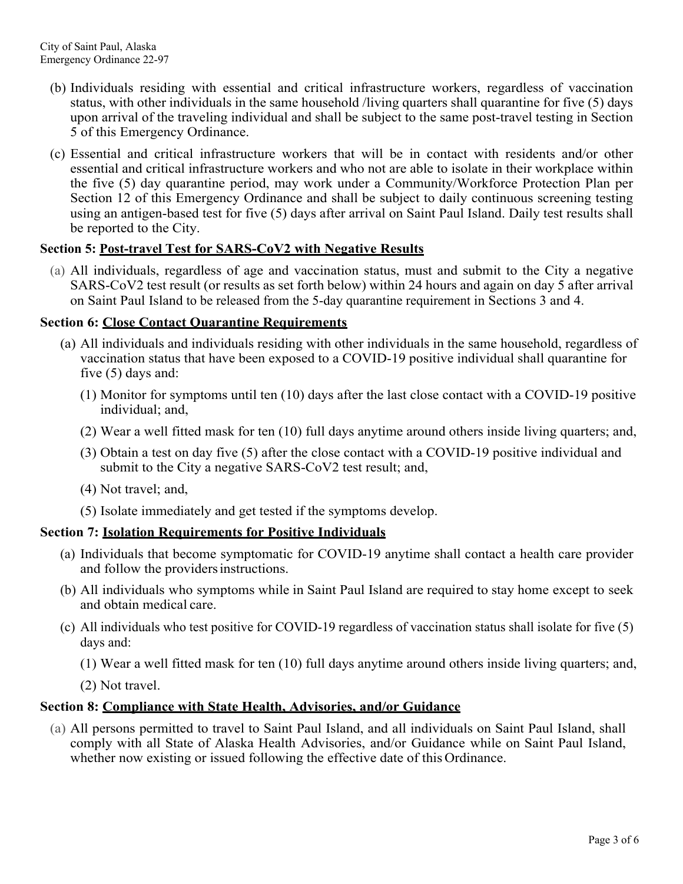(b) Individuals residing with essential and critical infrastructure workers, regardless of vaccination status, with other individuals in the same household /living quarters shall quarantine for five (5) days upon arrival of the traveling individual and shall be subject to the same post-travel testing in Section 5 of this Emergency Ordinance.

(c) Essential and critical infrastructure workers that will be in contact with residents and/or other essential and critical infrastructure workers and who not are able to isolate in their workplace within the five (5) day quarantine period, may work under a Community/Workforce Protection Plan per Section 12 of this Emergency Ordinance and shall be subject to daily continuous screening testing using an antigen-based test for five (5) days after arrival on Saint Paul Island. Daily test results shall be reported to the City.

**Section 5: <u>Post-travel Test for SARS-CoV2 with Negative Results</u>**

(a) All individuals, regardless of age and vaccination status, must and submit to the City a negative SARS-CoV2 test result (or results as set forth below) within 24 hours and again on day 5 after arrival on Saint Paul Island to be released from the 5-day quarantine requirement in Sections 3 and 4.

**Section 6: <u>Close Contact Quarantine Requirements</u>**

(a) All individuals and individuals residing with other individuals in the same household, regardless of vaccination status that have been exposed to a COVID-19 positive individual shall quarantine for five (5) days and:

(1) Monitor for symptoms until ten (10) days after the last close contact with a COVID-19 positive individual; and,

(2) Wear a well fitted mask for ten (10) full days anytime around others inside living quarters; and,

(3) Obtain a test on day five (5) after the close contact with a COVID-19 positive individual and submit to the City a negative SARS-CoV2 test result; and,

(4) Not travel; and,

(5) Isolate immediately and get tested if the symptoms develop.

**Section 7: <u>Isolation Requirements for Positive Individuals</u>**

(a) Individuals that become symptomatic for COVID-19 anytime shall contact a health care provider and follow the providers instructions.

(b) All individuals who symptoms while in Saint Paul Island are required to stay home except to seek and obtain medical care.

(c) All individuals who test positive for COVID-19 regardless of vaccination status shall isolate for five (5) days and:

(1) Wear a well fitted mask for ten (10) full days anytime around others inside living quarters; and,

(2) Not travel.

**Section 8: <u>Compliance with State Health, Advisories, and/or Guidance</u>**

(a) All persons permitted to travel to Saint Paul Island, and all individuals on Saint Paul Island, shall comply with all State of Alaska Health Advisories, and/or Guidance while on Saint Paul Island, whether now existing or issued following the effective date of this Ordinance.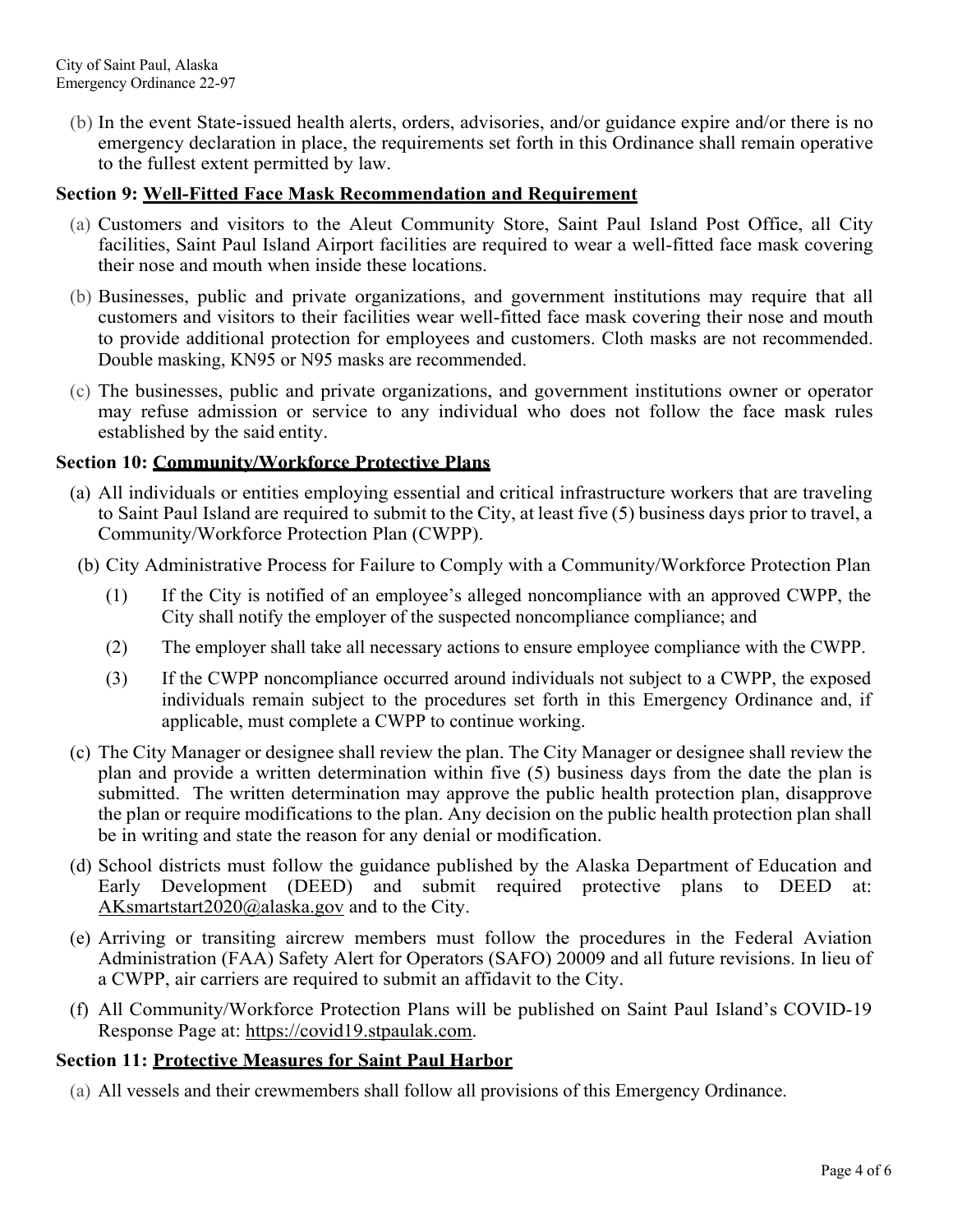(b) In the event State-issued health alerts, orders, advisories, and/or guidance expire and/or there is no emergency declaration in place, the requirements set forth in this Ordinance shall remain operative to the fullest extent permitted by law.

**Section 9: <u>Well-Fitted Face Mask Recommendation and Requirement</u>**

(a) Customers and visitors to the Aleut Community Store, Saint Paul Island Post Office, all City facilities, Saint Paul Island Airport facilities are required to wear a well-fitted face mask covering their nose and mouth when inside these locations.

(b) Businesses, public and private organizations, and government institutions may require that all customers and visitors to their facilities wear well-fitted face mask covering their nose and mouth to provide additional protection for employees and customers. Cloth masks are not recommended. Double masking, KN95 or N95 masks are recommended.

(c) The businesses, public and private organizations, and government institutions owner or operator may refuse admission or service to any individual who does not follow the face mask rules established by the said entity.

**Section 10: <u>Community/Workforce Protective Plans</u>**

(a) All individuals or entities employing essential and critical infrastructure workers that are traveling to Saint Paul Island are required to submit to the City, at least five (5) business days prior to travel, a Community/Workforce Protection Plan (CWPP).

(b) City Administrative Process for Failure to Comply with a Community/Workforce Protection Plan

  (1) If the City is notified of an employee's alleged noncompliance with an approved CWPP, the City shall notify the employer of the suspected noncompliance compliance; and

  (2) The employer shall take all necessary actions to ensure employee compliance with the CWPP.

  (3) If the CWPP noncompliance occurred around individuals not subject to a CWPP, the exposed individuals remain subject to the procedures set forth in this Emergency Ordinance and, if applicable, must complete a CWPP to continue working.

(c) The City Manager or designee shall review the plan. The City Manager or designee shall review the plan and provide a written determination within five (5) business days from the date the plan is submitted. The written determination may approve the public health protection plan, disapprove the plan or require modifications to the plan. Any decision on the public health protection plan shall be in writing and state the reason for any denial or modification.

(d) School districts must follow the guidance published by the Alaska Department of Education and Early Development (DEED) and submit required protective plans to DEED at: AKsmartstart2020@alaska.gov and to the City.

(e) Arriving or transiting aircrew members must follow the procedures in the Federal Aviation Administration (FAA) Safety Alert for Operators (SAFO) 20009 and all future revisions. In lieu of a CWPP, air carriers are required to submit an affidavit to the City.

(f) All Community/Workforce Protection Plans will be published on Saint Paul Island's COVID-19 Response Page at: https://covid19.stpaulak.com.

**Section 11: <u>Protective Measures for Saint Paul Harbor</u>**

(a) All vessels and their crewmembers shall follow all provisions of this Emergency Ordinance.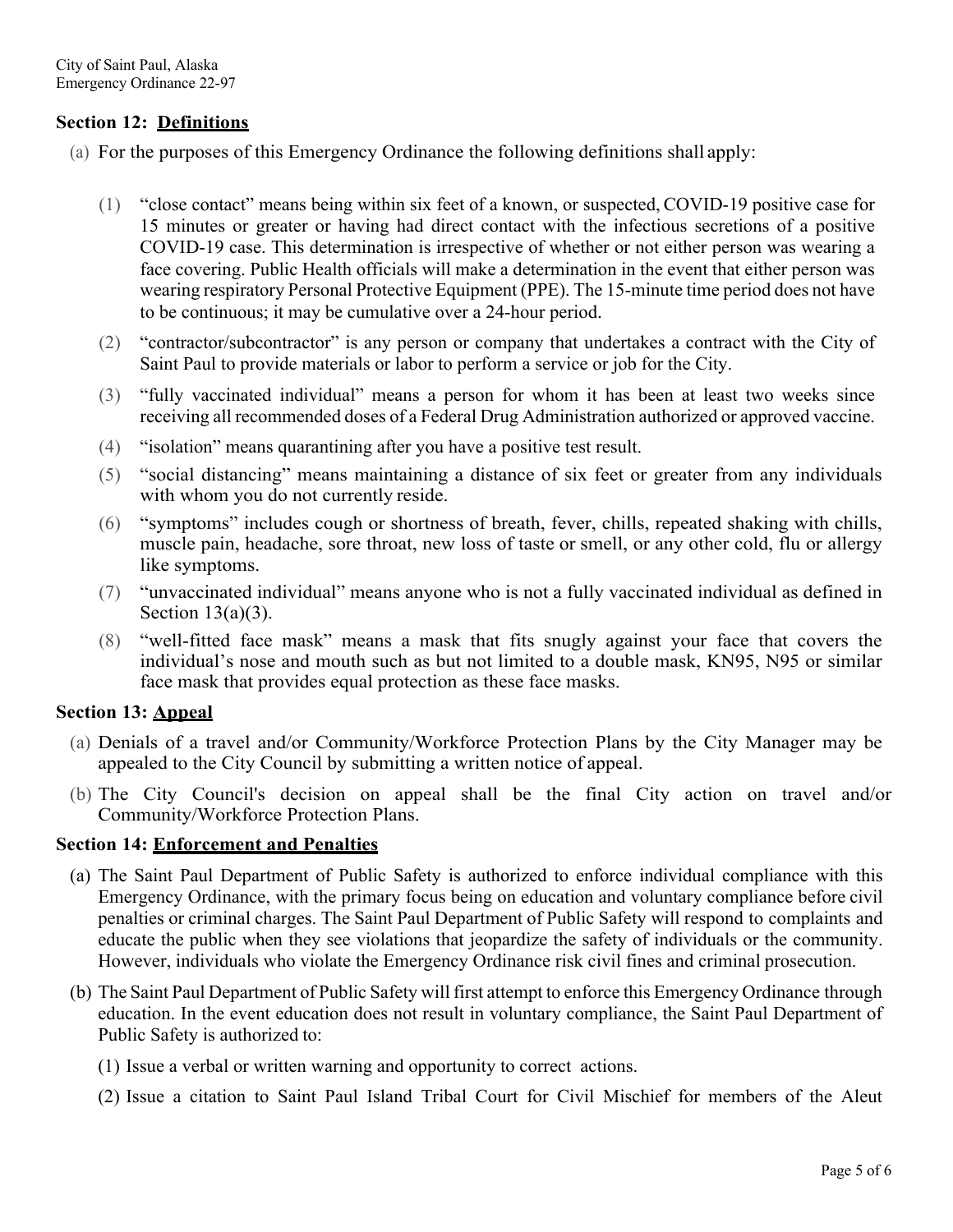### Section 12: Definitions

(a) For the purposes of this Emergency Ordinance the following definitions shall apply:

(1) "close contact" means being within six feet of a known, or suspected, COVID-19 positive case for 15 minutes or greater or having had direct contact with the infectious secretions of a positive COVID-19 case. This determination is irrespective of whether or not either person was wearing a face covering. Public Health officials will make a determination in the event that either person was wearing respiratory Personal Protective Equipment (PPE). The 15-minute time period does not have to be continuous; it may be cumulative over a 24-hour period.

(2) "contractor/subcontractor" is any person or company that undertakes a contract with the City of Saint Paul to provide materials or labor to perform a service or job for the City.

(3) "fully vaccinated individual" means a person for whom it has been at least two weeks since receiving all recommended doses of a Federal Drug Administration authorized or approved vaccine.

(4) "isolation" means quarantining after you have a positive test result.

(5) "social distancing" means maintaining a distance of six feet or greater from any individuals with whom you do not currently reside.

(6) "symptoms" includes cough or shortness of breath, fever, chills, repeated shaking with chills, muscle pain, headache, sore throat, new loss of taste or smell, or any other cold, flu or allergy like symptoms.

(7) "unvaccinated individual" means anyone who is not a fully vaccinated individual as defined in Section 13(a)(3).

(8) "well-fitted face mask" means a mask that fits snugly against your face that covers the individual's nose and mouth such as but not limited to a double mask, KN95, N95 or similar face mask that provides equal protection as these face masks.

### Section 13: Appeal

(a) Denials of a travel and/or Community/Workforce Protection Plans by the City Manager may be appealed to the City Council by submitting a written notice of appeal.

(b) The City Council's decision on appeal shall be the final City action on travel and/or Community/Workforce Protection Plans.

### Section 14: Enforcement and Penalties

(a) The Saint Paul Department of Public Safety is authorized to enforce individual compliance with this Emergency Ordinance, with the primary focus being on education and voluntary compliance before civil penalties or criminal charges. The Saint Paul Department of Public Safety will respond to complaints and educate the public when they see violations that jeopardize the safety of individuals or the community. However, individuals who violate the Emergency Ordinance risk civil fines and criminal prosecution.

(b) The Saint Paul Department of Public Safety will first attempt to enforce this Emergency Ordinance through education. In the event education does not result in voluntary compliance, the Saint Paul Department of Public Safety is authorized to:

(1) Issue a verbal or written warning and opportunity to correct actions.

(2) Issue a citation to Saint Paul Island Tribal Court for Civil Mischief for members of the Aleut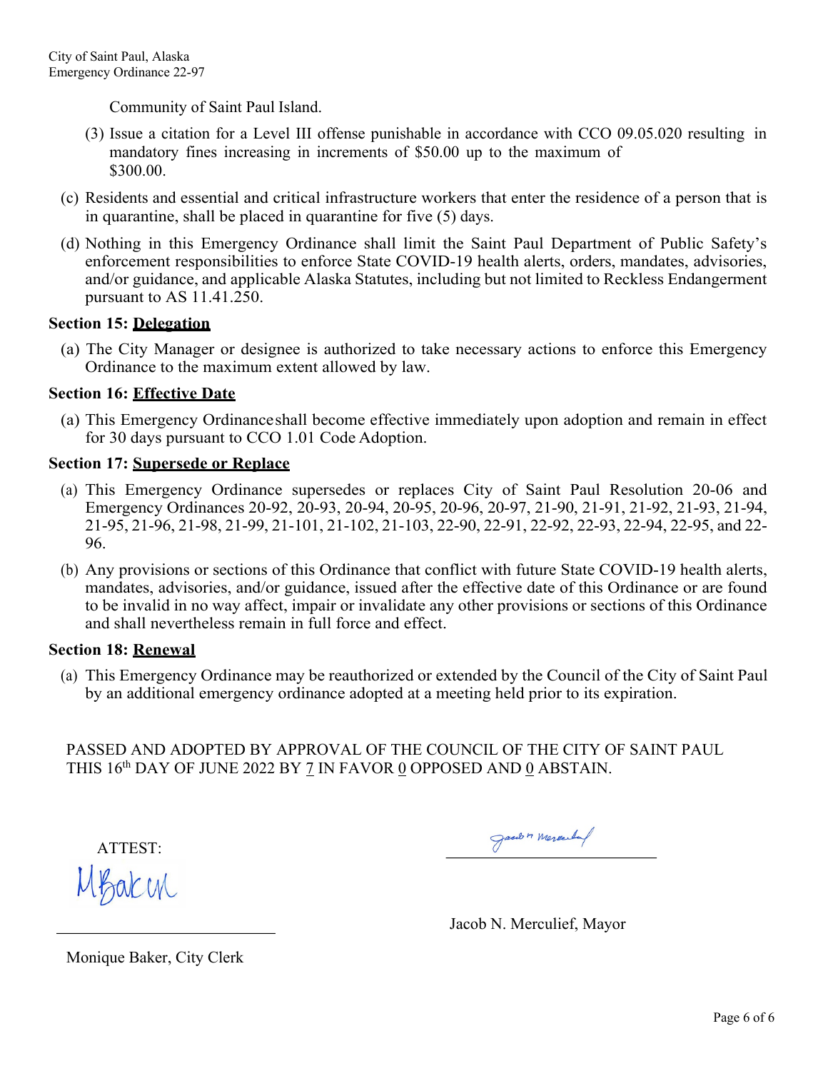Community of Saint Paul Island.

(3) Issue a citation for a Level III offense punishable in accordance with CCO 09.05.020 resulting in mandatory fines increasing in increments of $50.00 up to the maximum of $300.00.

(c) Residents and essential and critical infrastructure workers that enter the residence of a person that is in quarantine, shall be placed in quarantine for five (5) days.

(d) Nothing in this Emergency Ordinance shall limit the Saint Paul Department of Public Safety's enforcement responsibilities to enforce State COVID-19 health alerts, orders, mandates, advisories, and/or guidance, and applicable Alaska Statutes, including but not limited to Reckless Endangerment pursuant to AS 11.41.250.

**Section 15: Delegation**

(a) The City Manager or designee is authorized to take necessary actions to enforce this Emergency Ordinance to the maximum extent allowed by law.

**Section 16: Effective Date**

(a) This Emergency Ordinanceshall become effective immediately upon adoption and remain in effect for 30 days pursuant to CCO 1.01 Code Adoption.

**Section 17: Supersede or Replace**

(a) This Emergency Ordinance supersedes or replaces City of Saint Paul Resolution 20-06 and Emergency Ordinances 20-92, 20-93, 20-94, 20-95, 20-96, 20-97, 21-90, 21-91, 21-92, 21-93, 21-94, 21-95, 21-96, 21-98, 21-99, 21-101, 21-102, 21-103, 22-90, 22-91, 22-92, 22-93, 22-94, 22-95, and 22-96.

(b) Any provisions or sections of this Ordinance that conflict with future State COVID-19 health alerts, mandates, advisories, and/or guidance, issued after the effective date of this Ordinance or are found to be invalid in no way affect, impair or invalidate any other provisions or sections of this Ordinance and shall nevertheless remain in full force and effect.

**Section 18: Renewal**

(a) This Emergency Ordinance may be reauthorized or extended by the Council of the City of Saint Paul by an additional emergency ordinance adopted at a meeting held prior to its expiration.

PASSED AND ADOPTED BY APPROVAL OF THE COUNCIL OF THE CITY OF SAINT PAUL THIS 16th DAY OF JUNE 2022 BY 7 IN FAVOR 0 OPPOSED AND 0 ABSTAIN.

ATTEST:

M Baker

Monique Baker, City Clerk

Jacob N. Merculief

Jacob N. Merculief, Mayor